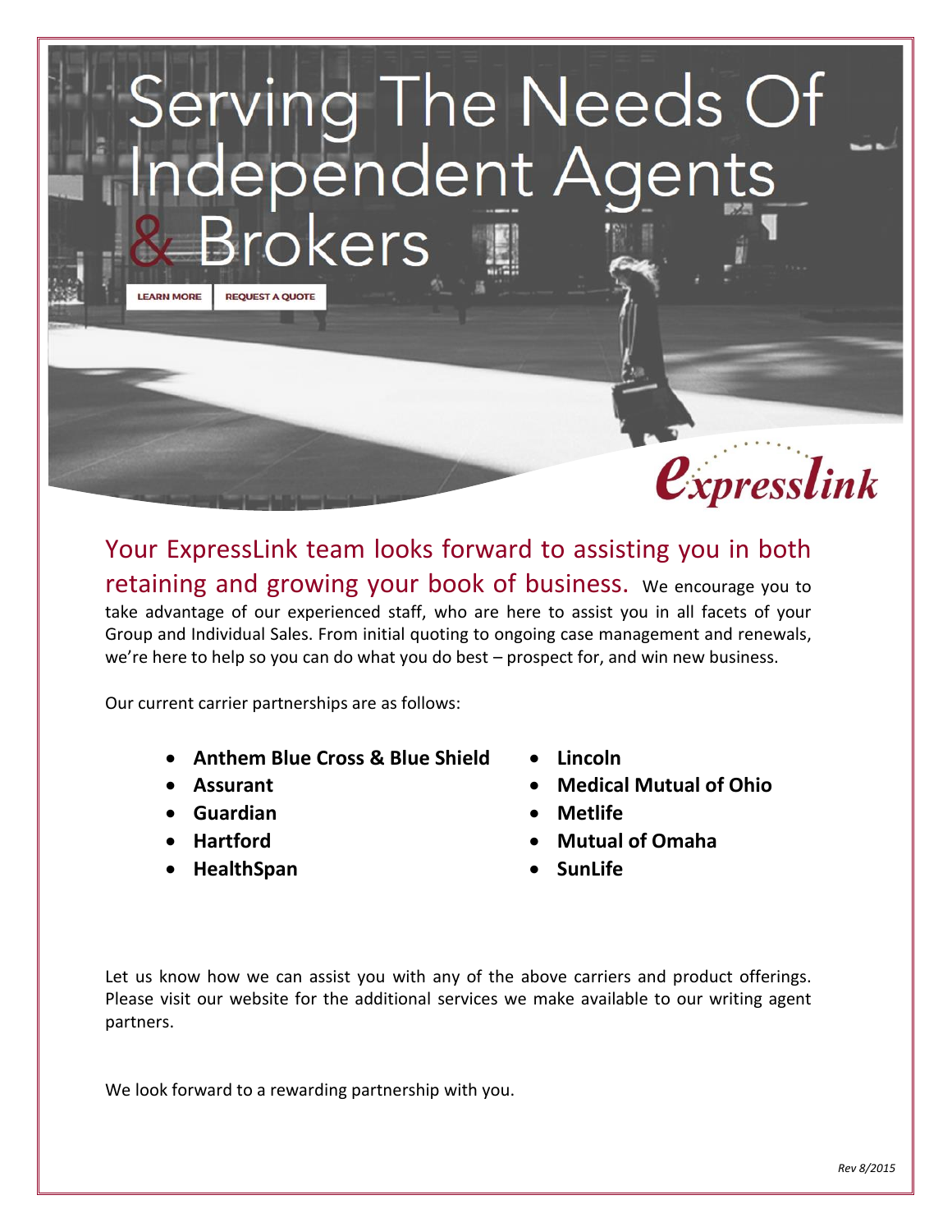# Serving The Needs Of Independent Agents & Brokers

LEARN MORE | REQUEST A QUOTE

expresslink

## Your ExpressLink team looks forward to assisting you in both retaining and growing your book of business.

We encourage you to take advantage of our experienced staff, who are here to assist you in all facets of your Group and Individual Sales. From initial quoting to ongoing case management and renewals, we're here to help so you can do what you do best – prospect for, and win new business.

Our current carrier partnerships are as follows:

- **Anthem Blue Cross & Blue Shield**
- **Assurant**
- **Guardian**
- **Hartford**
- **HealthSpan**
- **Lincoln**
- **Medical Mutual of Ohio**
- **Metlife**
- **Mutual of Omaha**
- **SunLife**

Let us know how we can assist you with any of the above carriers and product offerings. Please visit our website for the additional services we make available to our writing agent partners.

We look forward to a rewarding partnership with you.

*Rev 8/2015*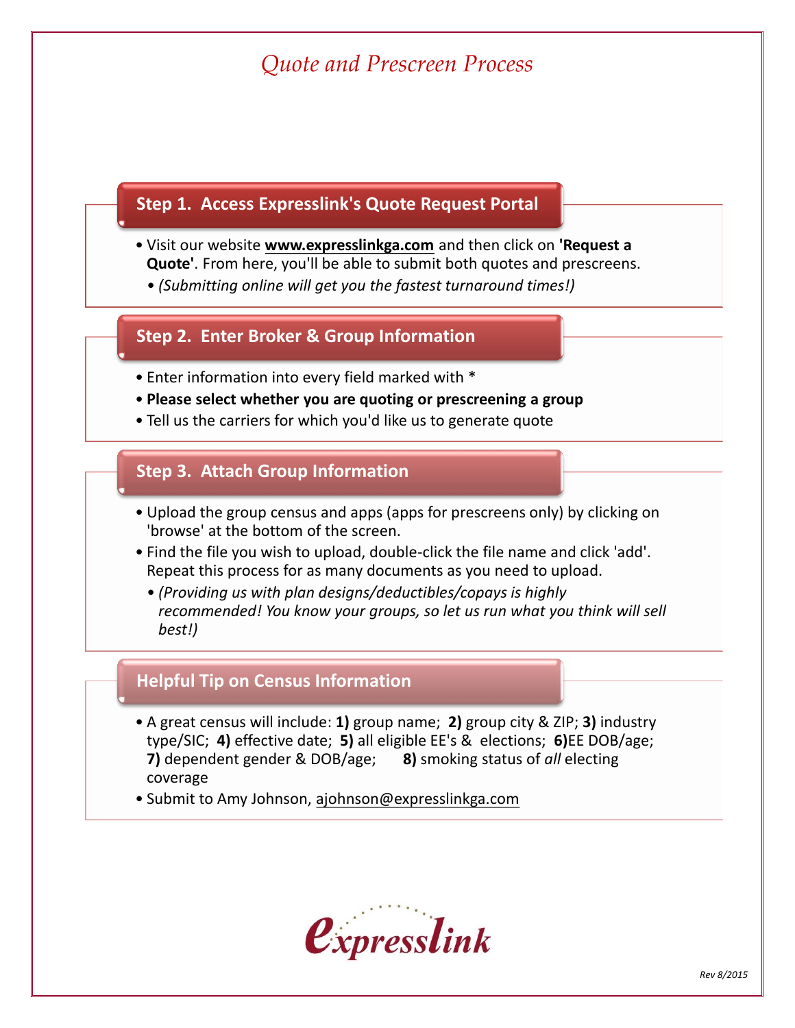# *Quote and Prescreen Process*

## Step 1. Access Expresslink's Quote Request Portal

- Visit our website **www.expresslinkga.com** and then click on **'Request a Quote'**. From here, you'll be able to submit both quotes and prescreens.
  - *(Submitting online will get you the fastest turnaround times!)*

## Step 2. Enter Broker & Group Information

- Enter information into every field marked with *
- **Please select whether you are quoting or prescreening a group**
- Tell us the carriers for which you'd like us to generate quote

## Step 3. Attach Group Information

- Upload the group census and apps (apps for prescreens only) by clicking on 'browse' at the bottom of the screen.
- Find the file you wish to upload, double-click the file name and click 'add'. Repeat this process for as many documents as you need to upload.
  - *(Providing us with plan designs/deductibles/copays is highly recommended! You know your groups, so let us run what you think will sell best!)*

## Helpful Tip on Census Information

- A great census will include: **1)** group name; **2)** group city & ZIP; **3)** industry type/SIC; **4)** effective date; **5)** all eligible EE's & elections; **6)**EE DOB/age; **7)** dependent gender & DOB/age; **8)** smoking status of *all* electing coverage
- Submit to Amy Johnson, ajohnson@expresslinkga.com

expresslink

*Rev 8/2015*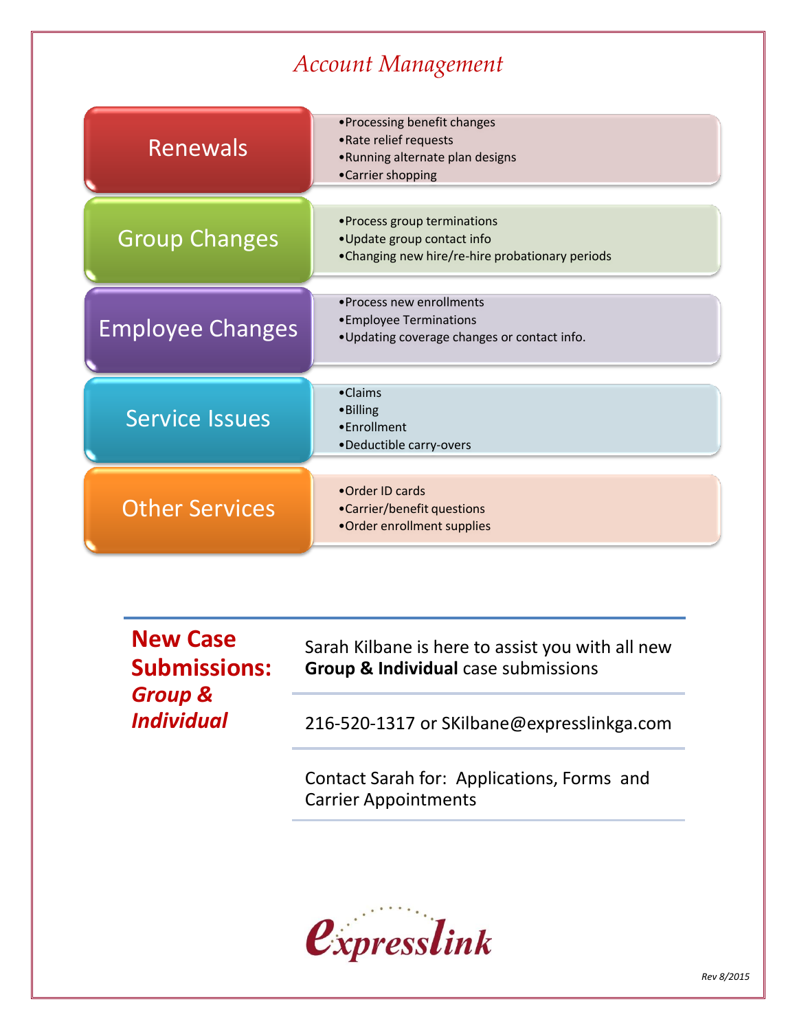# *Account Management*

## Renewals

- Processing benefit changes
- Rate relief requests
- Running alternate plan designs
- Carrier shopping

## Group Changes

- Process group terminations
- Update group contact info
- Changing new hire/re-hire probationary periods

## Employee Changes

- Process new enrollments
- Employee Terminations
- Updating coverage changes or contact info.

## Service Issues

- Claims
- Billing
- Enrollment
- Deductible carry-overs

## Other Services

- Order ID cards
- Carrier/benefit questions
- Order enrollment supplies

## New Case Submissions: *Group & Individual*

Sarah Kilbane is here to assist you with all new **Group & Individual** case submissions

216-520-1317 or SKilbane@expresslinkga.com

Contact Sarah for: Applications, Forms and Carrier Appointments

expresslink

*Rev 8/2015*